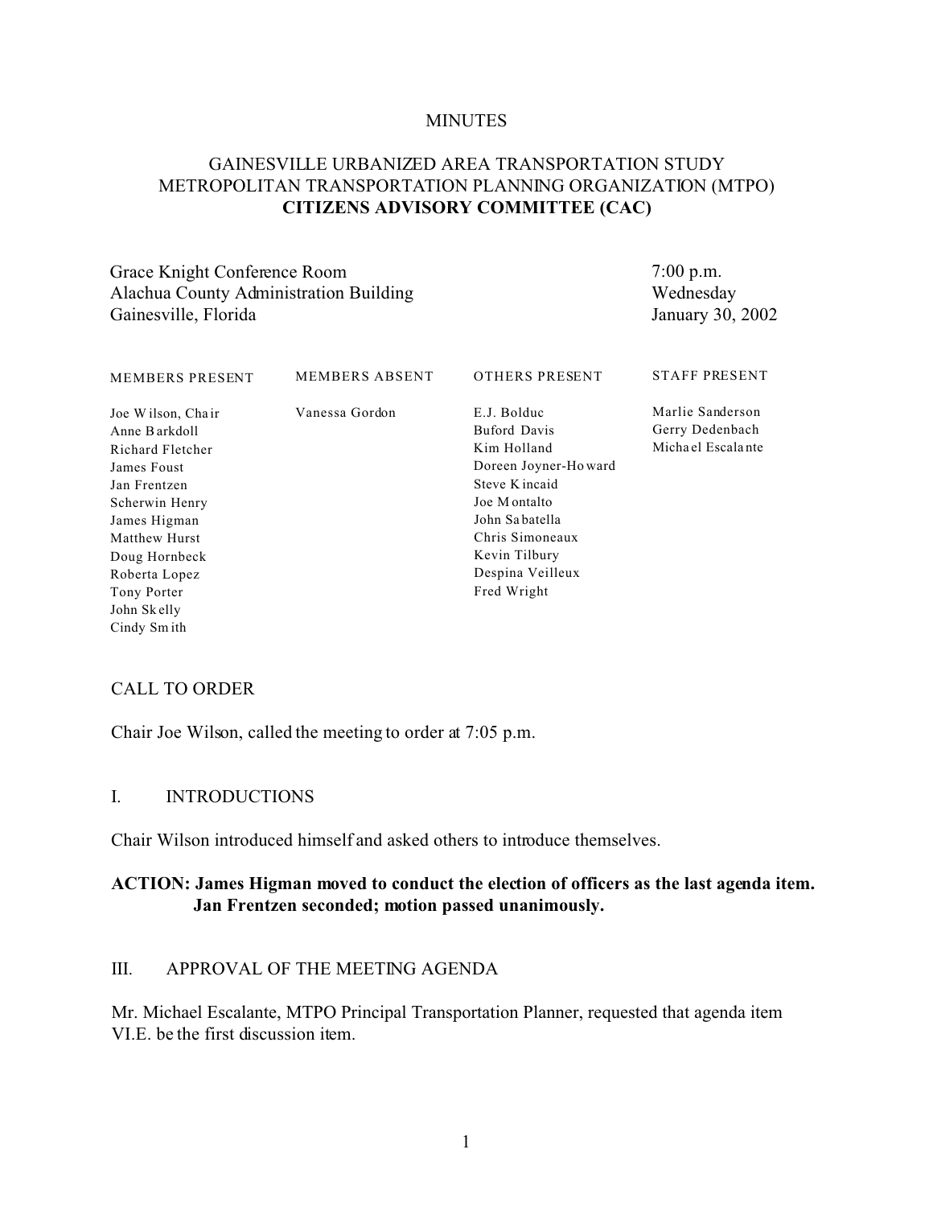MINUTES

# GAINESVILLE URBANIZED AREA TRANSPORTATION STUDY METROPOLITAN TRANSPORTATION PLANNING ORGANIZATION (MTPO) **CITIZENS ADVISORY COMMITTEE (CAC)**

| | |
|---|---|
| Grace Knight Conference Room | 7:00 p.m. |
| Alachua County Administration Building | Wednesday |
| Gainesville, Florida | January 30, 2002 |

| MEMBERS PRESENT | MEMBERS ABSENT | OTHERS PRESENT | STAFF PRESENT |
|---|---|---|---|
| Joe Wilson, Chair | Vanessa Gordon | E.J. Bolduc | Marlie Sanderson |
| Anne Barkdoll | | Buford Davis | Gerry Dedenbach |
| Richard Fletcher | | Kim Holland | Michael Escalante |
| James Foust | | Doreen Joyner-Howard | |
| Jan Frentzen | | Steve Kincaid | |
| Scherwin Henry | | Joe Montalto | |
| James Higman | | John Sabatella | |
| Matthew Hurst | | Chris Simoneaux | |
| Doug Hornbeck | | Kevin Tilbury | |
| Roberta Lopez | | Despina Veilleux | |
| Tony Porter | | Fred Wright | |
| John Skelly | | | |
| Cindy Smith | | | |

## CALL TO ORDER

Chair Joe Wilson, called the meeting to order at 7:05 p.m.

## I. INTRODUCTIONS

Chair Wilson introduced himself and asked others to introduce themselves.

**ACTION: James Higman moved to conduct the election of officers as the last agenda item. Jan Frentzen seconded; motion passed unanimously.**

## III. APPROVAL OF THE MEETING AGENDA

Mr. Michael Escalante, MTPO Principal Transportation Planner, requested that agenda item VI.E. be the first discussion item.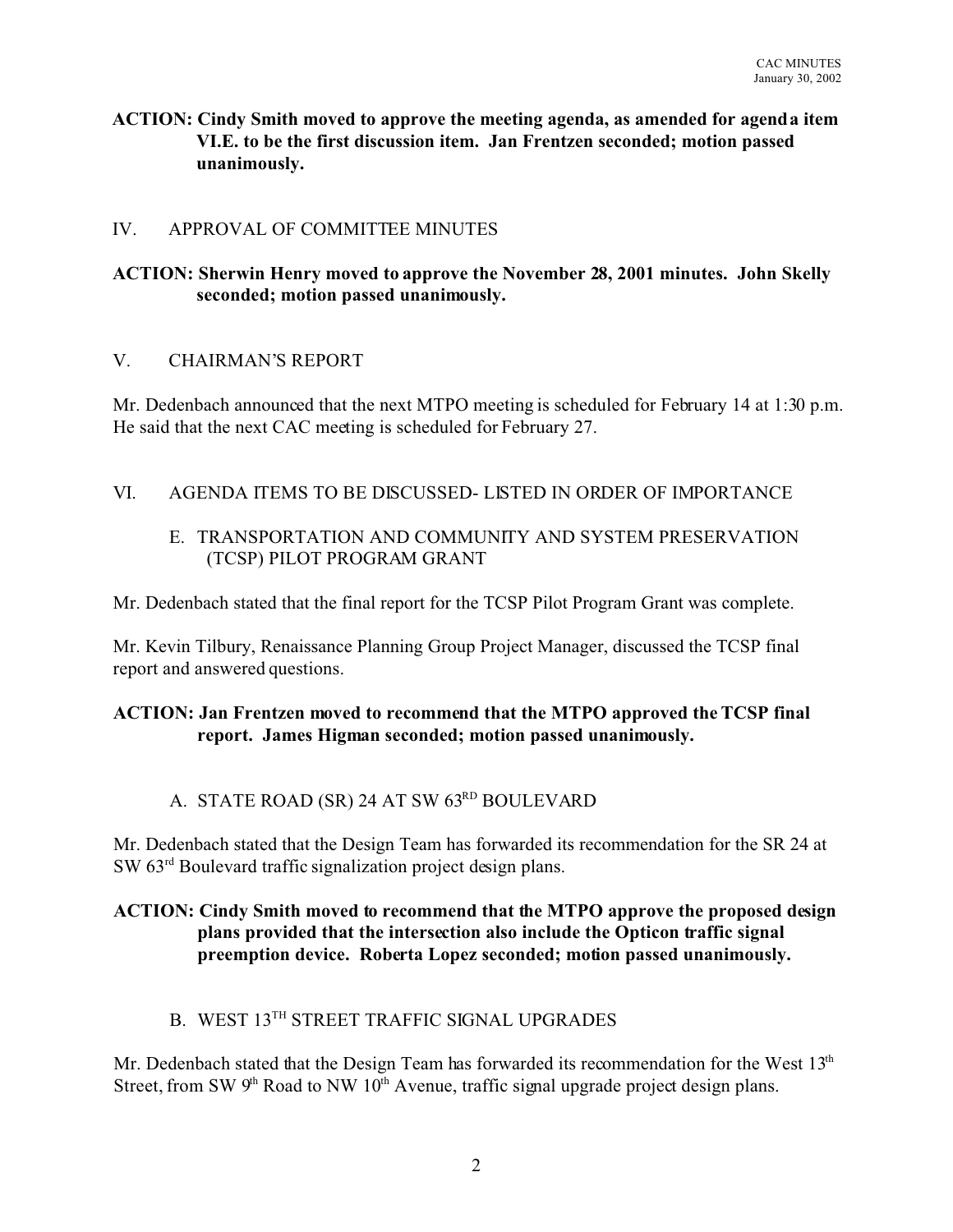**ACTION: Cindy Smith moved to approve the meeting agenda, as amended for agenda item VI.E. to be the first discussion item. Jan Frentzen seconded; motion passed unanimously.**

## IV. APPROVAL OF COMMITTEE MINUTES

**ACTION: Sherwin Henry moved to approve the November 28, 2001 minutes. John Skelly seconded; motion passed unanimously.**

## V. CHAIRMAN'S REPORT

Mr. Dedenbach announced that the next MTPO meeting is scheduled for February 14 at 1:30 p.m. He said that the next CAC meeting is scheduled for February 27.

## VI. AGENDA ITEMS TO BE DISCUSSED- LISTED IN ORDER OF IMPORTANCE

### E. TRANSPORTATION AND COMMUNITY AND SYSTEM PRESERVATION (TCSP) PILOT PROGRAM GRANT

Mr. Dedenbach stated that the final report for the TCSP Pilot Program Grant was complete.

Mr. Kevin Tilbury, Renaissance Planning Group Project Manager, discussed the TCSP final report and answered questions.

**ACTION: Jan Frentzen moved to recommend that the MTPO approved the TCSP final report. James Higman seconded; motion passed unanimously.**

### A. STATE ROAD (SR) 24 AT SW 63RD BOULEVARD

Mr. Dedenbach stated that the Design Team has forwarded its recommendation for the SR 24 at SW 63rd Boulevard traffic signalization project design plans.

**ACTION: Cindy Smith moved to recommend that the MTPO approve the proposed design plans provided that the intersection also include the Opticon traffic signal preemption device. Roberta Lopez seconded; motion passed unanimously.**

### B. WEST 13TH STREET TRAFFIC SIGNAL UPGRADES

Mr. Dedenbach stated that the Design Team has forwarded its recommendation for the West 13th Street, from SW 9th Road to NW 10th Avenue, traffic signal upgrade project design plans.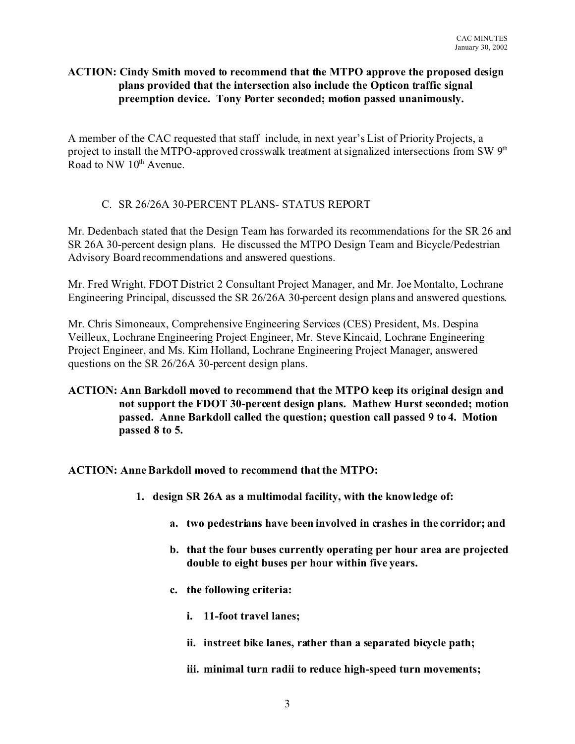**ACTION: Cindy Smith moved to recommend that the MTPO approve the proposed design plans provided that the intersection also include the Opticon traffic signal preemption device. Tony Porter seconded; motion passed unanimously.**

A member of the CAC requested that staff include, in next year's List of Priority Projects, a project to install the MTPO-approved crosswalk treatment at signalized intersections from SW 9th Road to NW 10th Avenue.

C. SR 26/26A 30-PERCENT PLANS- STATUS REPORT

Mr. Dedenbach stated that the Design Team has forwarded its recommendations for the SR 26 and SR 26A 30-percent design plans. He discussed the MTPO Design Team and Bicycle/Pedestrian Advisory Board recommendations and answered questions.

Mr. Fred Wright, FDOT District 2 Consultant Project Manager, and Mr. Joe Montalto, Lochrane Engineering Principal, discussed the SR 26/26A 30-percent design plans and answered questions.

Mr. Chris Simoneaux, Comprehensive Engineering Services (CES) President, Ms. Despina Veilleux, Lochrane Engineering Project Engineer, Mr. Steve Kincaid, Lochrane Engineering Project Engineer, and Ms. Kim Holland, Lochrane Engineering Project Manager, answered questions on the SR 26/26A 30-percent design plans.

**ACTION: Ann Barkdoll moved to recommend that the MTPO keep its original design and not support the FDOT 30-percent design plans. Mathew Hurst seconded; motion passed. Anne Barkdoll called the question; question call passed 9 to 4. Motion passed 8 to 5.**

**ACTION: Anne Barkdoll moved to recommend that the MTPO:**

1. **design SR 26A as a multimodal facility, with the knowledge of:**
   a. **two pedestrians have been involved in crashes in the corridor; and**
   b. **that the four buses currently operating per hour area are projected double to eight buses per hour within five years.**
   c. **the following criteria:**
      i. **11-foot travel lanes;**
      ii. **instreet bike lanes, rather than a separated bicycle path;**
      iii. **minimal turn radii to reduce high-speed turn movements;**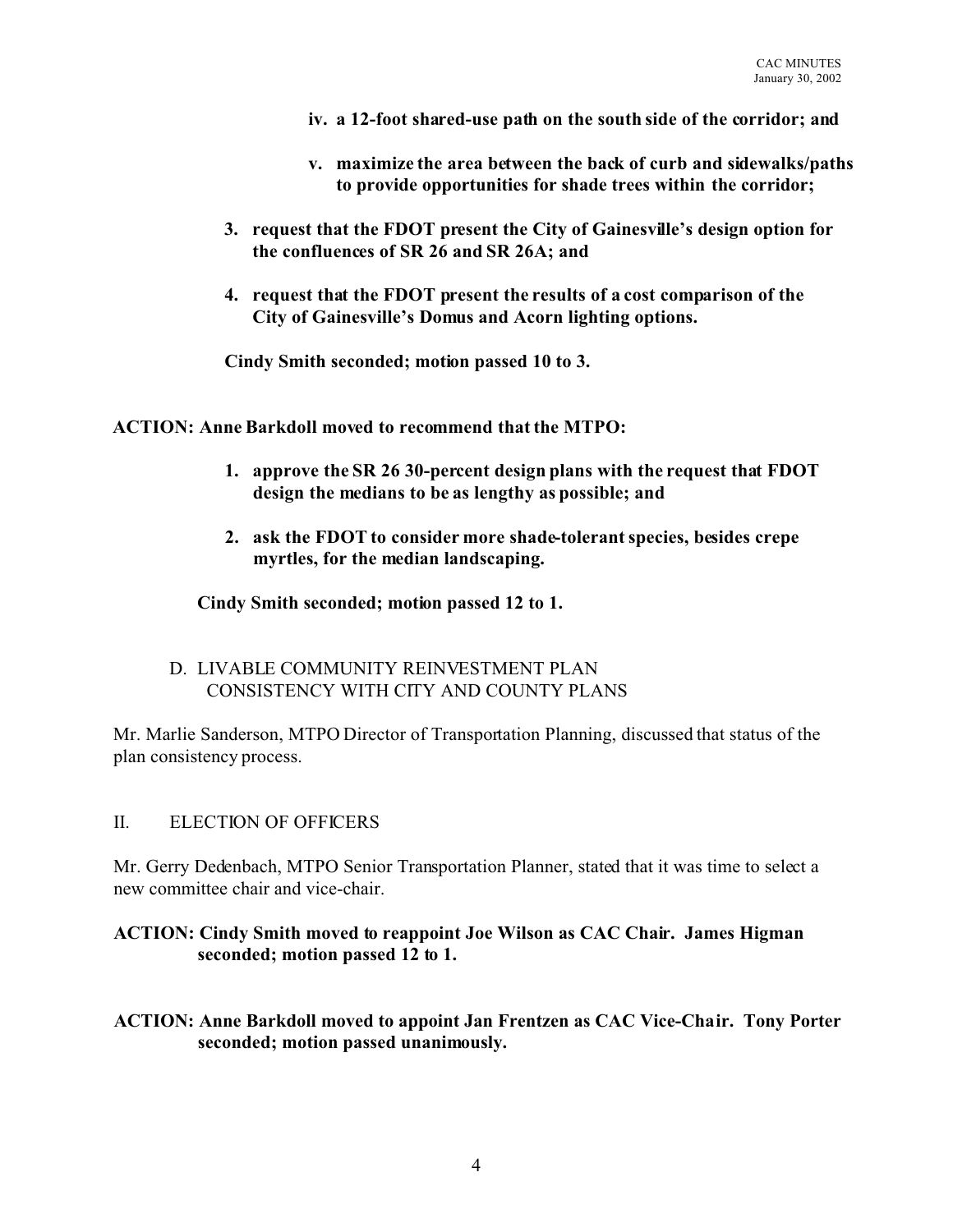**iv. a 12-foot shared-use path on the south side of the corridor; and**

**v. maximize the area between the back of curb and sidewalks/paths to provide opportunities for shade trees within the corridor;**

**3. request that the FDOT present the City of Gainesville's design option for the confluences of SR 26 and SR 26A; and**

**4. request that the FDOT present the results of a cost comparison of the City of Gainesville's Domus and Acorn lighting options.**

**Cindy Smith seconded; motion passed 10 to 3.**

**ACTION: Anne Barkdoll moved to recommend that the MTPO:**

**1. approve the SR 26 30-percent design plans with the request that FDOT design the medians to be as lengthy as possible; and**

**2. ask the FDOT to consider more shade-tolerant species, besides crepe myrtles, for the median landscaping.**

**Cindy Smith seconded; motion passed 12 to 1.**

D. LIVABLE COMMUNITY REINVESTMENT PLAN CONSISTENCY WITH CITY AND COUNTY PLANS

Mr. Marlie Sanderson, MTPO Director of Transportation Planning, discussed that status of the plan consistency process.

## II. ELECTION OF OFFICERS

Mr. Gerry Dedenbach, MTPO Senior Transportation Planner, stated that it was time to select a new committee chair and vice-chair.

**ACTION: Cindy Smith moved to reappoint Joe Wilson as CAC Chair. James Higman seconded; motion passed 12 to 1.**

**ACTION: Anne Barkdoll moved to appoint Jan Frentzen as CAC Vice-Chair. Tony Porter seconded; motion passed unanimously.**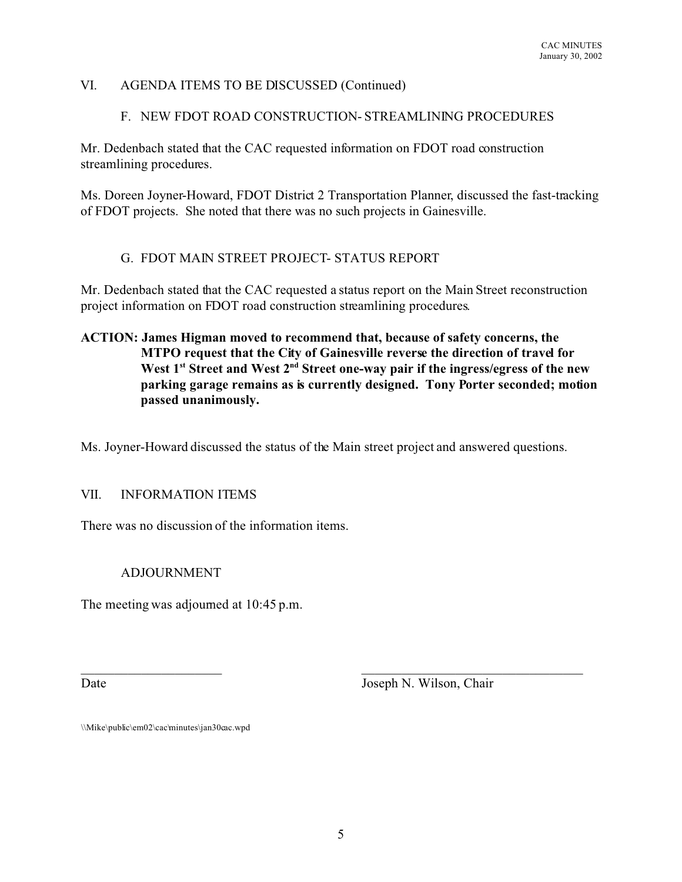## VI. AGENDA ITEMS TO BE DISCUSSED (Continued)

### F. NEW FDOT ROAD CONSTRUCTION- STREAMLINING PROCEDURES

Mr. Dedenbach stated that the CAC requested information on FDOT road construction streamlining procedures.

Ms. Doreen Joyner-Howard, FDOT District 2 Transportation Planner, discussed the fast-tracking of FDOT projects. She noted that there was no such projects in Gainesville.

### G. FDOT MAIN STREET PROJECT- STATUS REPORT

Mr. Dedenbach stated that the CAC requested a status report on the Main Street reconstruction project information on FDOT road construction streamlining procedures.

**ACTION: James Higman moved to recommend that, because of safety concerns, the MTPO request that the City of Gainesville reverse the direction of travel for West 1st Street and West 2nd Street one-way pair if the ingress/egress of the new parking garage remains as is currently designed. Tony Porter seconded; motion passed unanimously.**

Ms. Joyner-Howard discussed the status of the Main street project and answered questions.

## VII. INFORMATION ITEMS

There was no discussion of the information items.

### ADJOURNMENT

The meeting was adjourned at 10:45 p.m.

\_\_\_\_\_\_\_\_\_\_\_\_\_\_\_\_\_\_\_\_\_\_ \_\_\_\_\_\_\_\_\_\_\_\_\_\_\_\_\_\_\_\_\_\_\_\_\_\_\_\_\_\_\_\_\_\_

Date Joseph N. Wilson, Chair

\\Mike\public\em02\cac\minutes\jan30cac.wpd